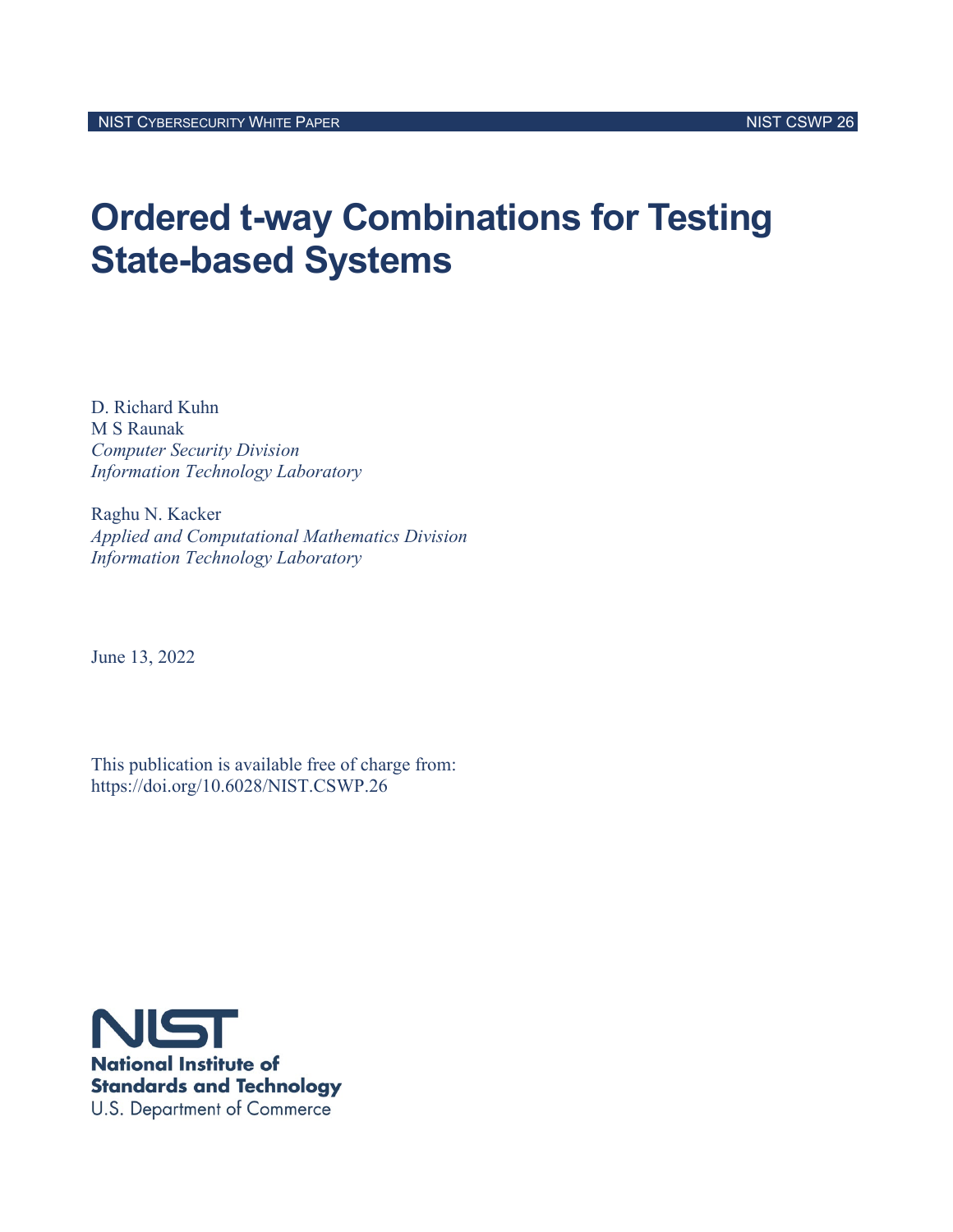# Ordered t-way Combinations for Testing State-based Systems

D. Richard Kuhn
M S Raunak
*Computer Security Division*
*Information Technology Laboratory*

Raghu N. Kacker
*Applied and Computational Mathematics Division*
*Information Technology Laboratory*

June 13, 2022

This publication is available free of charge from:
https://doi.org/10.6028/NIST.CSWP.26

**National Institute of Standards and Technology**
U.S. Department of Commerce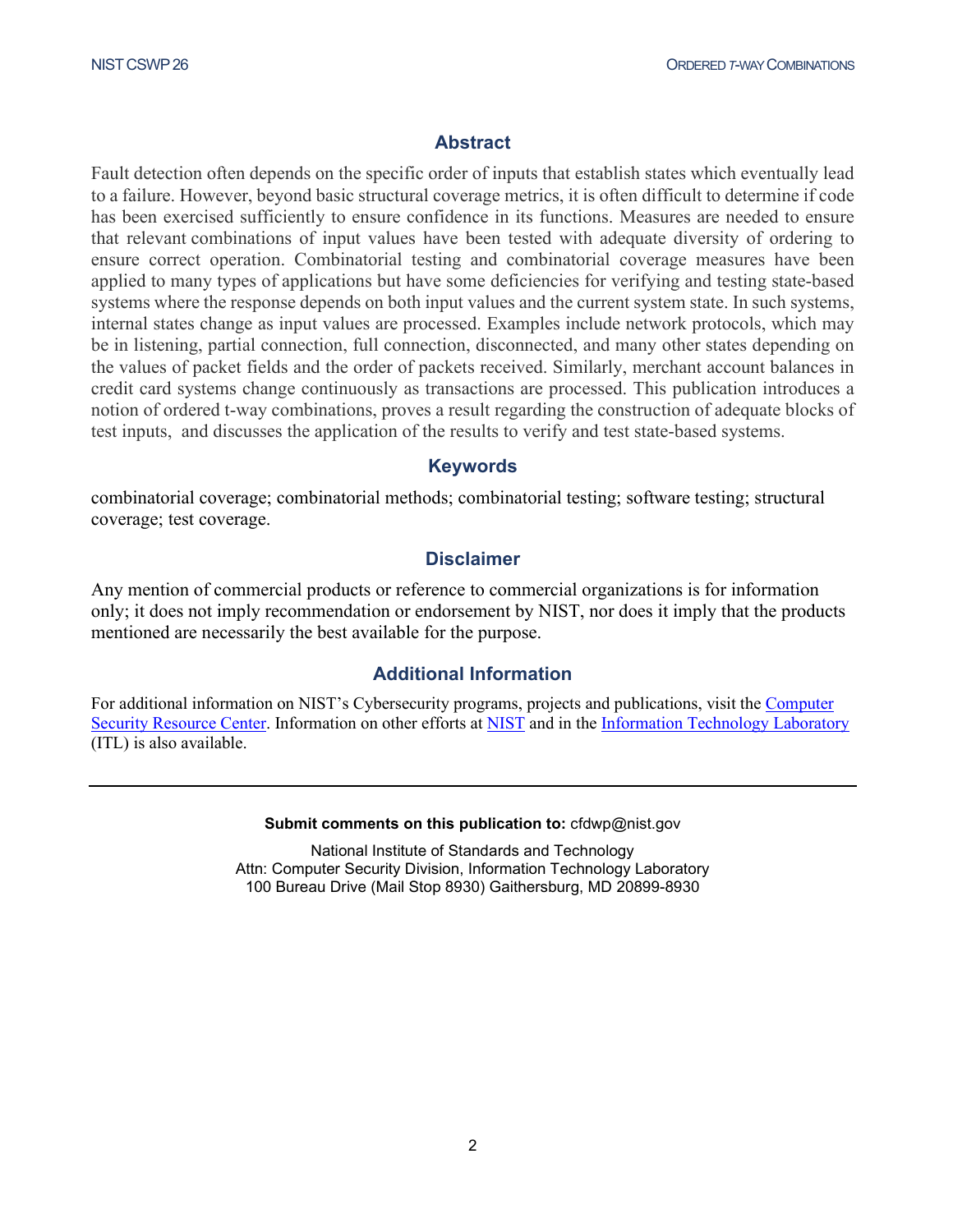## Abstract

Fault detection often depends on the specific order of inputs that establish states which eventually lead to a failure. However, beyond basic structural coverage metrics, it is often difficult to determine if code has been exercised sufficiently to ensure confidence in its functions. Measures are needed to ensure that relevant combinations of input values have been tested with adequate diversity of ordering to ensure correct operation. Combinatorial testing and combinatorial coverage measures have been applied to many types of applications but have some deficiencies for verifying and testing state-based systems where the response depends on both input values and the current system state. In such systems, internal states change as input values are processed. Examples include network protocols, which may be in listening, partial connection, full connection, disconnected, and many other states depending on the values of packet fields and the order of packets received. Similarly, merchant account balances in credit card systems change continuously as transactions are processed. This publication introduces a notion of ordered t-way combinations, proves a result regarding the construction of adequate blocks of test inputs, and discusses the application of the results to verify and test state-based systems.

## Keywords

combinatorial coverage; combinatorial methods; combinatorial testing; software testing; structural coverage; test coverage.

## Disclaimer

Any mention of commercial products or reference to commercial organizations is for information only; it does not imply recommendation or endorsement by NIST, nor does it imply that the products mentioned are necessarily the best available for the purpose.

## Additional Information

For additional information on NIST's Cybersecurity programs, projects and publications, visit the Computer Security Resource Center. Information on other efforts at NIST and in the Information Technology Laboratory (ITL) is also available.

---

**Submit comments on this publication to:** cfdwp@nist.gov

National Institute of Standards and Technology
Attn: Computer Security Division, Information Technology Laboratory
100 Bureau Drive (Mail Stop 8930) Gaithersburg, MD 20899-8930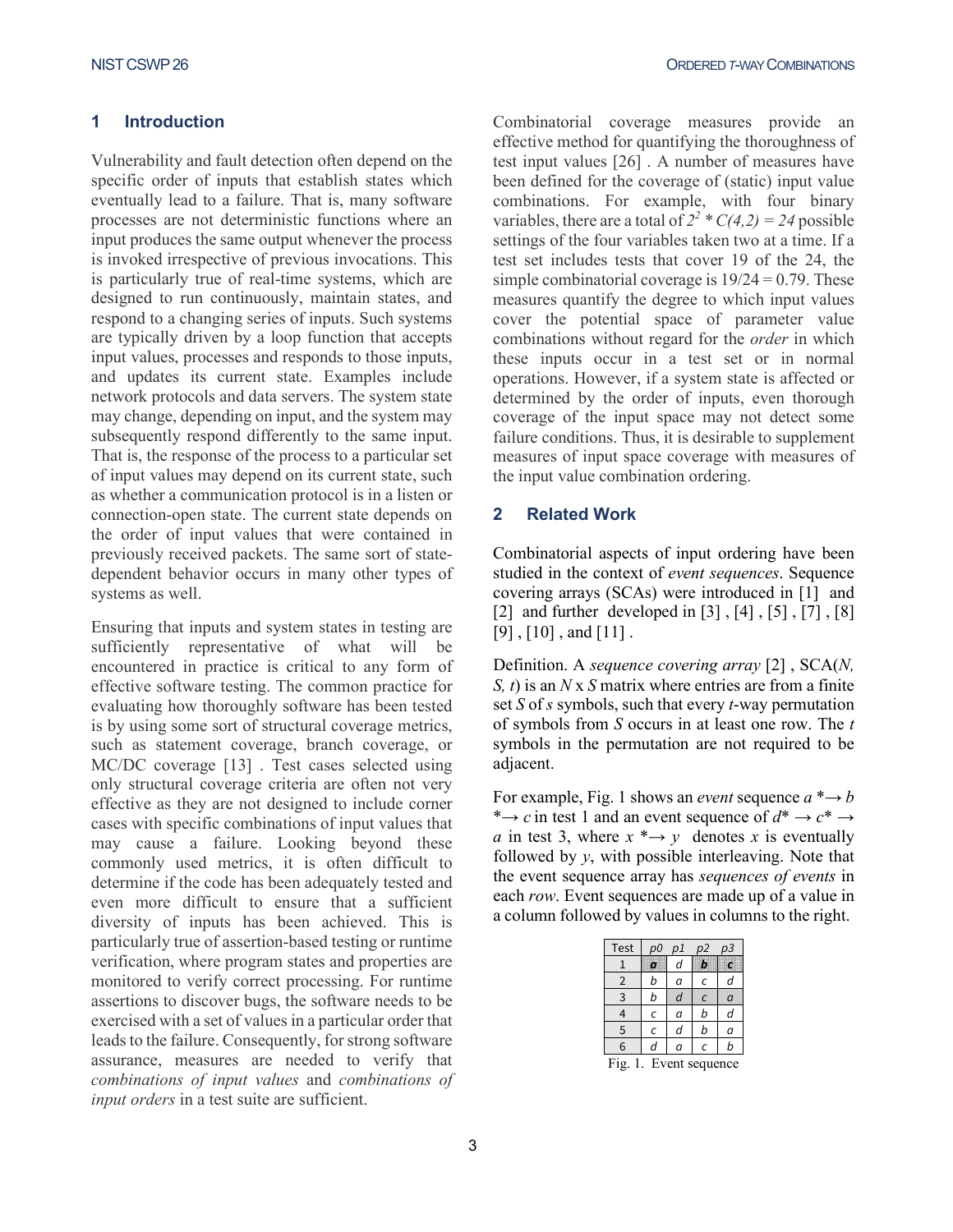## 1 Introduction

Vulnerability and fault detection often depend on the specific order of inputs that establish states which eventually lead to a failure. That is, many software processes are not deterministic functions where an input produces the same output whenever the process is invoked irrespective of previous invocations. This is particularly true of real-time systems, which are designed to run continuously, maintain states, and respond to a changing series of inputs. Such systems are typically driven by a loop function that accepts input values, processes and responds to those inputs, and updates its current state. Examples include network protocols and data servers. The system state may change, depending on input, and the system may subsequently respond differently to the same input. That is, the response of the process to a particular set of input values may depend on its current state, such as whether a communication protocol is in a listen or connection-open state. The current state depends on the order of input values that were contained in previously received packets. The same sort of state-dependent behavior occurs in many other types of systems as well.

Ensuring that inputs and system states in testing are sufficiently representative of what will be encountered in practice is critical to any form of effective software testing. The common practice for evaluating how thoroughly software has been tested is by using some sort of structural coverage metrics, such as statement coverage, branch coverage, or MC/DC coverage [13] . Test cases selected using only structural coverage criteria are often not very effective as they are not designed to include corner cases with specific combinations of input values that may cause a failure. Looking beyond these commonly used metrics, it is often difficult to determine if the code has been adequately tested and even more difficult to ensure that a sufficient diversity of inputs has been achieved. This is particularly true of assertion-based testing or runtime verification, where program states and properties are monitored to verify correct processing. For runtime assertions to discover bugs, the software needs to be exercised with a set of values in a particular order that leads to the failure. Consequently, for strong software assurance, measures are needed to verify that *combinations of input values* and *combinations of input orders* in a test suite are sufficient.

Combinatorial coverage measures provide an effective method for quantifying the thoroughness of test input values [26] . A number of measures have been defined for the coverage of (static) input value combinations. For example, with four binary variables, there are a total of $2^2 * C(4,2) = 24$ possible settings of the four variables taken two at a time. If a test set includes tests that cover 19 of the 24, the simple combinatorial coverage is 19/24 = 0.79. These measures quantify the degree to which input values cover the potential space of parameter value combinations without regard for the *order* in which these inputs occur in a test set or in normal operations. However, if a system state is affected or determined by the order of inputs, even thorough coverage of the input space may not detect some failure conditions. Thus, it is desirable to supplement measures of input space coverage with measures of the input value combination ordering.

## 2 Related Work

Combinatorial aspects of input ordering have been studied in the context of *event sequences*. Sequence covering arrays (SCAs) were introduced in [1] and [2] and further developed in [3] , [4] , [5] , [7] , [8] [9] , [10] , and [11] .

Definition. A *sequence covering array* [2] , SCA(*N, S, t*) is an *N* x *S* matrix where entries are from a finite set *S* of *s* symbols, such that every *t*-way permutation of symbols from *S* occurs in at least one row. The *t* symbols in the permutation are not required to be adjacent.

For example, Fig. 1 shows an *event* sequence $a *\!\!\rightarrow b *\!\!\rightarrow c$ in test 1 and an event sequence of $d* \rightarrow c* \rightarrow a$ in test 3, where $x *\!\!\rightarrow y$ denotes *x* is eventually followed by *y*, with possible interleaving. Note that the event sequence array has *sequences of events* in each *row*. Event sequences are made up of a value in a column followed by values in columns to the right.

| Test | *p0* | *p1* | *p2* | *p3* |
|---|---|---|---|---|
| 1 | ***a*** | *d* | ***b*** | ***c*** |
| 2 | *b* | *a* | *c* | *d* |
| 3 | *b* | *d* | *c* | *a* |
| 4 | *c* | *a* | *b* | *d* |
| 5 | *c* | *d* | *b* | *a* |
| 6 | *d* | *a* | *c* | *b* |

Fig. 1. Event sequence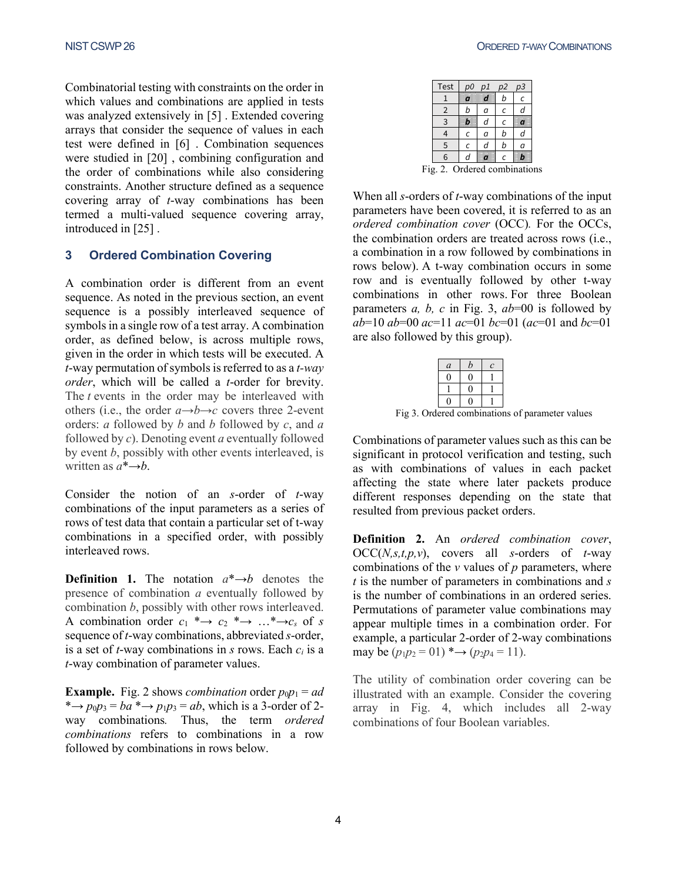Combinatorial testing with constraints on the order in which values and combinations are applied in tests was analyzed extensively in [5] . Extended covering arrays that consider the sequence of values in each test were defined in [6] . Combination sequences were studied in [20] , combining configuration and the order of combinations while also considering constraints. Another structure defined as a sequence covering array of *t*-way combinations has been termed a multi-valued sequence covering array, introduced in [25] .

## 3 Ordered Combination Covering

A combination order is different from an event sequence. As noted in the previous section, an event sequence is a possibly interleaved sequence of symbols in a single row of a test array. A combination order, as defined below, is across multiple rows, given in the order in which tests will be executed. A *t*-way permutation of symbols is referred to as a *t-way order*, which will be called a *t*-order for brevity. The *t* events in the order may be interleaved with others (i.e., the order $a \rightarrow b \rightarrow c$ covers three 2-event orders: *a* followed by *b* and *b* followed by *c*, and *a* followed by *c*). Denoting event *a* eventually followed by event *b*, possibly with other events interleaved, is written as $a {*}{\rightarrow} b$.

Consider the notion of an *s*-order of *t*-way combinations of the input parameters as a series of rows of test data that contain a particular set of t-way combinations in a specified order, with possibly interleaved rows.

**Definition 1.** The notation $a {*}{\rightarrow} b$ denotes the presence of combination *a* eventually followed by combination *b*, possibly with other rows interleaved. A combination order $c_1 {*}{\rightarrow} c_2 {*}{\rightarrow} \ldots {*}{\rightarrow} c_s$ of *s* sequence of *t*-way combinations, abbreviated *s*-order, is a set of *t*-way combinations in *s* rows. Each $c_i$ is a *t*-way combination of parameter values.

**Example.** Fig. 2 shows *combination* order $p_0p_1 = ad$ $*\rightarrow p_0p_3 = ba$ $*\rightarrow p_1p_3 = ab$, which is a 3-order of 2-way combinations*.* Thus, the term *ordered combinations* refers to combinations in a row followed by combinations in rows below.

| Test | p0 | p1 | p2 | p3 |
|---|---|---|---|---|
| 1 | **a** | **d** | b | c |
| 2 | b | a | c | d |
| 3 | **b** | d | c | **a** |
| 4 | c | a | b | d |
| 5 | c | d | b | a |
| 6 | d | **a** | c | **b** |

Fig. 2. Ordered combinations

When all *s*-orders of *t*-way combinations of the input parameters have been covered, it is referred to as an *ordered combination cover* (OCC)*.* For the OCCs, the combination orders are treated across rows (i.e., a combination in a row followed by combinations in rows below). A t-way combination occurs in some row and is eventually followed by other t-way combinations in other rows. For three Boolean parameters *a, b, c* in Fig. 3, *ab*=00 is followed by *ab*=10 *ab*=00 *ac*=11 *ac*=01 *bc*=01 (*ac*=01 and *bc*=01 are also followed by this group).

| *a* | *b* | *c* |
|---|---|---|
| 0 | 0 | 1 |
| 1 | 0 | 1 |
| 0 | 0 | 1 |

Fig 3. Ordered combinations of parameter values

Combinations of parameter values such as this can be significant in protocol verification and testing, such as with combinations of values in each packet affecting the state where later packets produce different responses depending on the state that resulted from previous packet orders.

**Definition 2.** An *ordered combination cover*, OCC(*N,s,t,p,v*), covers all *s*-orders of *t*-way combinations of the *v* values of *p* parameters, where *t* is the number of parameters in combinations and *s* is the number of combinations in an ordered series. Permutations of parameter value combinations may appear multiple times in a combination order. For example, a particular 2-order of 2-way combinations may be $(p_1p_2 = 01) {*}{\rightarrow} (p_2p_4 = 11)$.

The utility of combination order covering can be illustrated with an example. Consider the covering array in Fig. 4, which includes all 2-way combinations of four Boolean variables.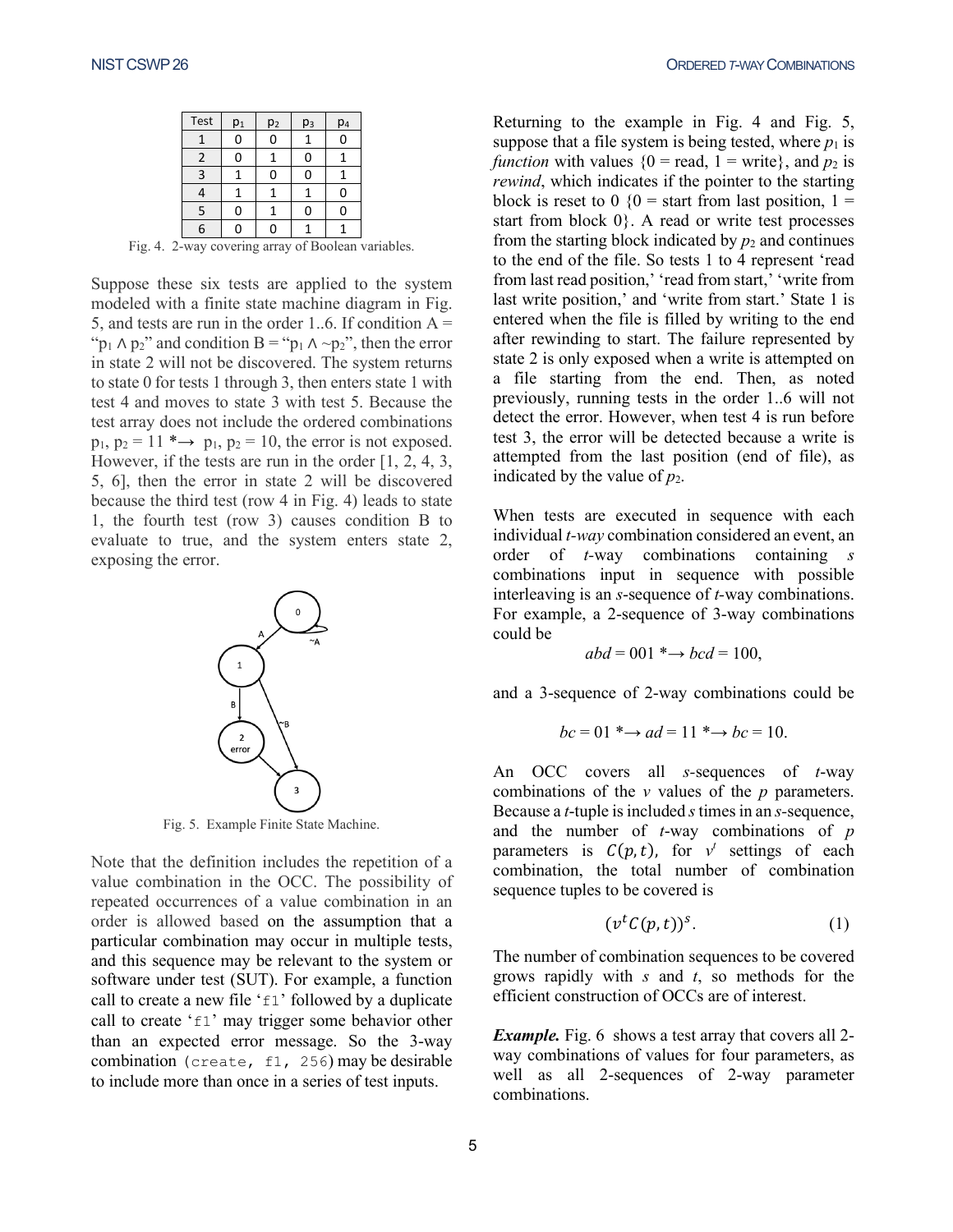| Test | $p_1$ | $p_2$ | $p_3$ | $p_4$ |
|---|---|---|---|---|
| 1 | 0 | 0 | 1 | 0 |
| 2 | 0 | 1 | 0 | 1 |
| 3 | 1 | 0 | 0 | 1 |
| 4 | 1 | 1 | 1 | 0 |
| 5 | 0 | 1 | 0 | 0 |
| 6 | 0 | 0 | 1 | 1 |

Fig. 4. 2-way covering array of Boolean variables.

Suppose these six tests are applied to the system modeled with a finite state machine diagram in Fig. 5, and tests are run in the order 1..6. If condition A = "$p_1 \wedge p_2$" and condition B = "$p_1 \wedge \sim p_2$", then the error in state 2 will not be discovered. The system returns to state 0 for tests 1 through 3, then enters state 1 with test 4 and moves to state 3 with test 5. Because the test array does not include the ordered combinations $p_1, p_2 = 11 \ast\!\!\rightarrow p_1, p_2 = 10$, the error is not exposed. However, if the tests are run in the order [1, 2, 4, 3, 5, 6], then the error in state 2 will be discovered because the third test (row 4 in Fig. 4) leads to state 1, the fourth test (row 3) causes condition B to evaluate to true, and the system enters state 2, exposing the error.

Fig. 5. Example Finite State Machine.

Note that the definition includes the repetition of a value combination in the OCC. The possibility of repeated occurrences of a value combination in an order is allowed based on the assumption that a particular combination may occur in multiple tests, and this sequence may be relevant to the system or software under test (SUT). For example, a function call to create a new file '`f1`' followed by a duplicate call to create '`f1`' may trigger some behavior other than an expected error message. So the 3-way combination (`create, f1, 256`) may be desirable to include more than once in a series of test inputs.

Returning to the example in Fig. 4 and Fig. 5, suppose that a file system is being tested, where $p_1$ is *function* with values {0 = read, 1 = write}, and $p_2$ is *rewind*, which indicates if the pointer to the starting block is reset to 0 {0 = start from last position, 1 = start from block 0}. A read or write test processes from the starting block indicated by $p_2$ and continues to the end of the file. So tests 1 to 4 represent 'read from last read position,' 'read from start,' 'write from last write position,' and 'write from start.' State 1 is entered when the file is filled by writing to the end after rewinding to start. The failure represented by state 2 is only exposed when a write is attempted on a file starting from the end. Then, as noted previously, running tests in the order 1..6 will not detect the error. However, when test 4 is run before test 3, the error will be detected because a write is attempted from the last position (end of file), as indicated by the value of $p_2$.

When tests are executed in sequence with each individual *t-way* combination considered an event, an order of *t*-way combinations containing *s* combinations input in sequence with possible interleaving is an *s*-sequence of *t*-way combinations. For example, a 2-sequence of 3-way combinations could be

$$abd = 001 \ast\!\!\rightarrow bcd = 100,$$

and a 3-sequence of 2-way combinations could be

$$bc = 01 \ast\!\!\rightarrow ad = 11 \ast\!\!\rightarrow bc = 10.$$

An OCC covers all *s*-sequences of *t*-way combinations of the *v* values of the *p* parameters. Because a *t*-tuple is included *s* times in an *s*-sequence, and the number of *t*-way combinations of *p* parameters is $C(p,t)$, for $v^t$ settings of each combination, the total number of combination sequence tuples to be covered is

$$(v^t C(p,t))^s. \tag{1}$$

The number of combination sequences to be covered grows rapidly with *s* and *t*, so methods for the efficient construction of OCCs are of interest.

***Example.*** Fig. 6 shows a test array that covers all 2-way combinations of values for four parameters, as well as all 2-sequences of 2-way parameter combinations.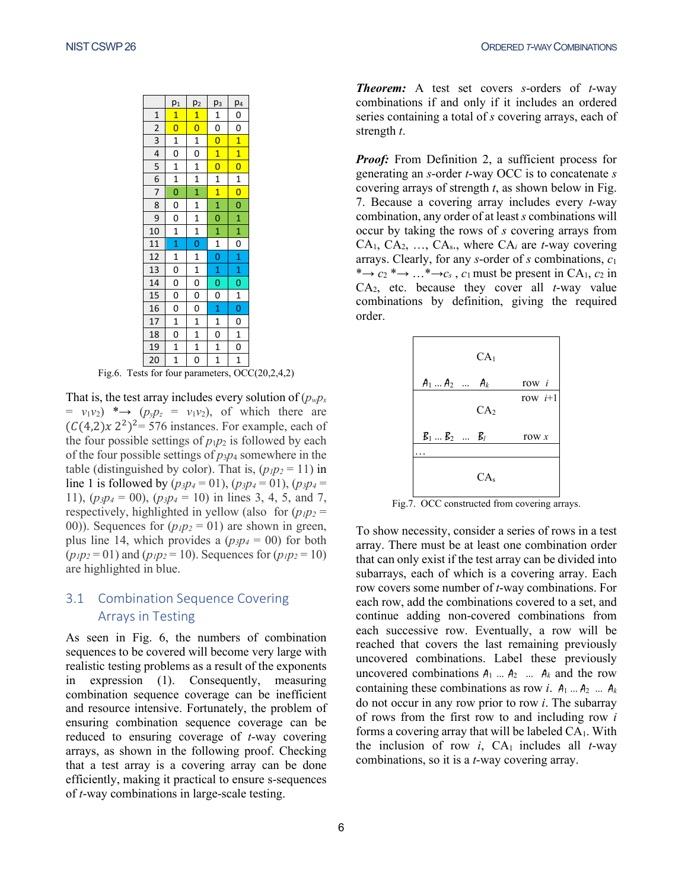|  | $p_1$ | $p_2$ | $p_3$ | $p_4$ |
|---|---|---|---|---|
| 1 | 1 | 1 | 1 | 0 |
| 2 | 0 | 0 | 0 | 0 |
| 3 | 1 | 1 | 0 | 1 |
| 4 | 0 | 0 | 1 | 1 |
| 5 | 1 | 1 | 0 | 0 |
| 6 | 1 | 1 | 1 | 1 |
| 7 | 0 | 1 | 1 | 0 |
| 8 | 0 | 1 | 1 | 0 |
| 9 | 0 | 1 | 0 | 1 |
| 10 | 1 | 1 | 1 | 1 |
| 11 | 1 | 0 | 1 | 0 |
| 12 | 1 | 1 | 0 | 1 |
| 13 | 0 | 1 | 1 | 1 |
| 14 | 0 | 0 | 0 | 0 |
| 15 | 0 | 0 | 0 | 1 |
| 16 | 0 | 0 | 1 | 0 |
| 17 | 1 | 1 | 1 | 0 |
| 18 | 0 | 1 | 0 | 1 |
| 19 | 1 | 1 | 1 | 0 |
| 20 | 1 | 0 | 1 | 1 |

Fig.6. Tests for four parameters, OCC(20,2,4,2)

That is, the test array includes every solution of ($p_w p_x = v_1 v_2$) $*\rightarrow$ ($p_y p_z = v_1 v_2$), of which there are $(C(4,2) x\ 2^2)^2 = 576$ instances. For example, each of the four possible settings of $p_1 p_2$ is followed by each of the four possible settings of $p_3 p_4$ somewhere in the table (distinguished by color). That is, ($p_1 p_2 = 11$) in line 1 is followed by ($p_3 p_4 = 01$), ($p_3 p_4 = 01$), ($p_3 p_4 = 11$), ($p_3 p_4 = 00$), ($p_3 p_4 = 10$) in lines 3, 4, 5, and 7, respectively, highlighted in yellow (also for ($p_1 p_2 = 00$)). Sequences for ($p_1 p_2 = 01$) are shown in green, plus line 14, which provides a ($p_3 p_4 = 00$) for both ($p_1 p_2 = 01$) and ($p_1 p_2 = 10$). Sequences for ($p_1 p_2 = 10$) are highlighted in blue.

## 3.1 Combination Sequence Covering Arrays in Testing

As seen in Fig. 6, the numbers of combination sequences to be covered will become very large with realistic testing problems as a result of the exponents in expression (1). Consequently, measuring combination sequence coverage can be inefficient and resource intensive. Fortunately, the problem of ensuring combination sequence coverage can be reduced to ensuring coverage of *t*-way covering arrays, as shown in the following proof. Checking that a test array is a covering array can be done efficiently, making it practical to ensure s-sequences of *t*-way combinations in large-scale testing.

***Theorem:*** A test set covers *s*-orders of *t*-way combinations if and only if it includes an ordered series containing a total of *s* covering arrays, each of strength *t*.

***Proof:*** From Definition 2, a sufficient process for generating an *s*-order *t*-way OCC is to concatenate *s* covering arrays of strength *t*, as shown below in Fig. 7. Because a covering array includes every *t*-way combination, any order of at least *s* combinations will occur by taking the rows of *s* covering arrays from $CA_1, CA_2, \ldots, CA_s$., where $CA_i$ are *t*-way covering arrays. Clearly, for any *s*-order of *s* combinations, $c_1 *\rightarrow c_2 *\rightarrow \ldots *\rightarrow c_s$ , $c_1$ must be present in $CA_1$, $c_2$ in $CA_2$, etc. because they cover all *t*-way value combinations by definition, giving the required order.

| |
|---|
| $CA_1$ |
| $A_1 \ldots A_2 \ \ldots \ A_k$ row *i* |
| row *i*+1 |
| $CA_2$ |
| $B_1 \ldots B_2 \ \ldots \ B_l$ row *x* |
| … |
| $CA_s$ |

Fig.7. OCC constructed from covering arrays.

To show necessity, consider a series of rows in a test array. There must be at least one combination order that can only exist if the test array can be divided into subarrays, each of which is a covering array. Each row covers some number of *t*-way combinations. For each row, add the combinations covered to a set, and continue adding non-covered combinations from each successive row. Eventually, a row will be reached that covers the last remaining previously uncovered combinations. Label these previously uncovered combinations $A_1 \ldots A_2 \ \ldots \ A_k$ and the row containing these combinations as row *i*. $A_1 \ldots A_2 \ \ldots \ A_k$ do not occur in any row prior to row *i*. The subarray of rows from the first row to and including row *i* forms a covering array that will be labeled $CA_1$. With the inclusion of row *i*, $CA_1$ includes all *t*-way combinations, so it is a *t*-way covering array.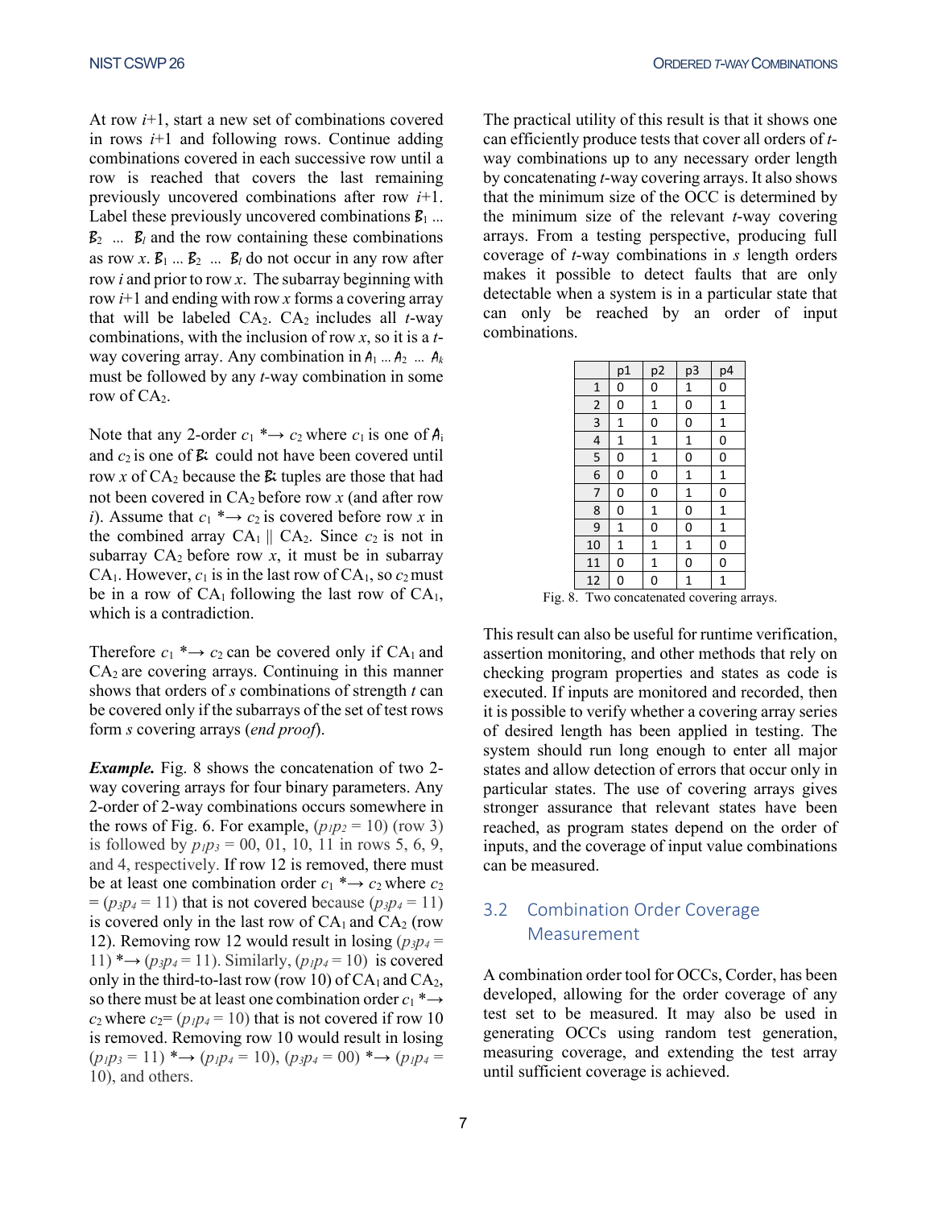At row $i$+1, start a new set of combinations covered in rows $i$+1 and following rows. Continue adding combinations covered in each successive row until a row is reached that covers the last remaining previously uncovered combinations after row $i$+1. Label these previously uncovered combinations $\mathcal{B}_1 \ldots \mathcal{B}_2 \ldots \mathcal{B}_l$ and the row containing these combinations as row $x$. $\mathcal{B}_1 \ldots \mathcal{B}_2 \ldots \mathcal{B}_l$ do not occur in any row after row $i$ and prior to row $x$. The subarray beginning with row $i$+1 and ending with row $x$ forms a covering array that will be labeled $CA_2$. $CA_2$ includes all $t$-way combinations, with the inclusion of row $x$, so it is a $t$-way covering array. Any combination in $\mathcal{A}_1 \ldots \mathcal{A}_2 \ldots \mathcal{A}_k$ must be followed by any $t$-way combination in some row of $CA_2$.

Note that any 2-order $c_1$ *⟶ $c_2$ where $c_1$ is one of $\mathcal{A}_i$ and $c_2$ is one of $\mathcal{B}_i$ could not have been covered until row $x$ of $CA_2$ because the $\mathcal{B}_i$ tuples are those that had not been covered in $CA_2$ before row $x$ (and after row $i$). Assume that $c_1$ *⟶ $c_2$ is covered before row $x$ in the combined array $CA_1 \| CA_2$. Since $c_2$ is not in subarray $CA_2$ before row $x$, it must be in subarray $CA_1$. However, $c_1$ is in the last row of $CA_1$, so $c_2$ must be in a row of $CA_1$ following the last row of $CA_1$, which is a contradiction.

Therefore $c_1$ *⟶ $c_2$ can be covered only if $CA_1$ and $CA_2$ are covering arrays. Continuing in this manner shows that orders of $s$ combinations of strength $t$ can be covered only if the subarrays of the set of test rows form $s$ covering arrays (*end proof*).

***Example.*** Fig. 8 shows the concatenation of two 2-way covering arrays for four binary parameters. Any 2-order of 2-way combinations occurs somewhere in the rows of Fig. 6. For example, ($p_1p_2$ = 10) (row 3) is followed by $p_1p_3$ = 00, 01, 10, 11 in rows 5, 6, 9, and 4, respectively. If row 12 is removed, there must be at least one combination order $c_1$ *⟶ $c_2$ where $c_2$ = ($p_3p_4$ = 11) that is not covered because ($p_3p_4$ = 11) is covered only in the last row of $CA_1$ and $CA_2$ (row 12). Removing row 12 would result in losing ($p_3p_4$ = 11) *⟶ ($p_3p_4$ = 11). Similarly, ($p_1p_4$ = 10) is covered only in the third-to-last row (row 10) of $CA_1$ and $CA_2$, so there must be at least one combination order $c_1$ *⟶ $c_2$ where $c_2$= ($p_1p_4$ = 10) that is not covered if row 10 is removed. Removing row 10 would result in losing ($p_1p_3$ = 11) *⟶ ($p_1p_4$ = 10), ($p_3p_4$ = 00) *⟶ ($p_1p_4$ = 10), and others.

The practical utility of this result is that it shows one can efficiently produce tests that cover all orders of $t$-way combinations up to any necessary order length by concatenating $t$-way covering arrays. It also shows that the minimum size of the OCC is determined by the minimum size of the relevant $t$-way covering arrays. From a testing perspective, producing full coverage of $t$-way combinations in $s$ length orders makes it possible to detect faults that are only detectable when a system is in a particular state that can only be reached by an order of input combinations.

| | p1 | p2 | p3 | p4 |
|---|---|---|---|---|
| 1 | 0 | 0 | 1 | 0 |
| 2 | 0 | 1 | 0 | 1 |
| 3 | 1 | 0 | 0 | 1 |
| 4 | 1 | 1 | 1 | 0 |
| 5 | 0 | 1 | 0 | 0 |
| 6 | 0 | 0 | 1 | 1 |
| 7 | 0 | 0 | 1 | 0 |
| 8 | 0 | 1 | 0 | 1 |
| 9 | 1 | 0 | 0 | 1 |
| 10 | 1 | 1 | 1 | 0 |
| 11 | 0 | 1 | 0 | 0 |
| 12 | 0 | 0 | 1 | 1 |

Fig. 8. Two concatenated covering arrays.

This result can also be useful for runtime verification, assertion monitoring, and other methods that rely on checking program properties and states as code is executed. If inputs are monitored and recorded, then it is possible to verify whether a covering array series of desired length has been applied in testing. The system should run long enough to enter all major states and allow detection of errors that occur only in particular states. The use of covering arrays gives stronger assurance that relevant states have been reached, as program states depend on the order of inputs, and the coverage of input value combinations can be measured.

## 3.2 Combination Order Coverage Measurement

A combination order tool for OCCs, Corder, has been developed, allowing for the order coverage of any test set to be measured. It may also be used in generating OCCs using random test generation, measuring coverage, and extending the test array until sufficient coverage is achieved.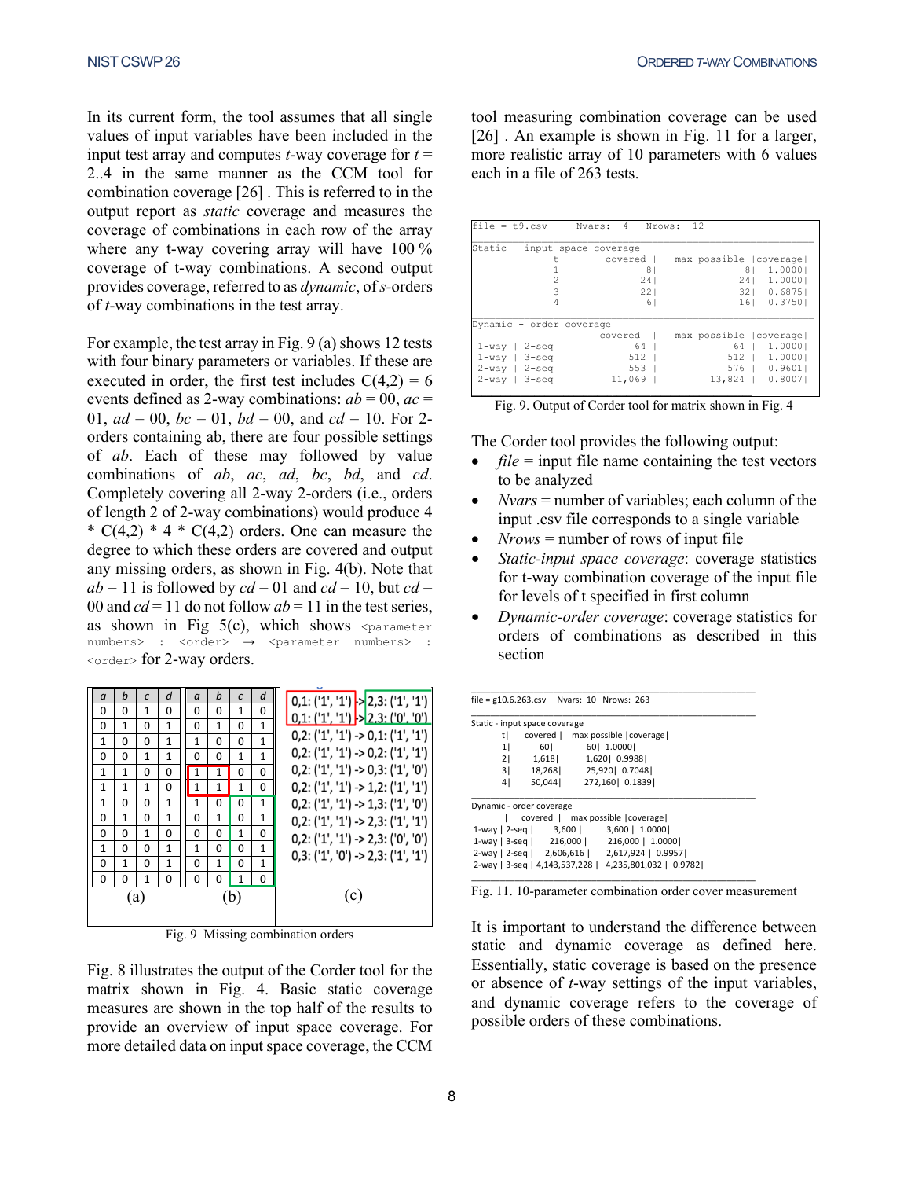In its current form, the tool assumes that all single values of input variables have been included in the input test array and computes $t$-way coverage for $t$ = 2..4 in the same manner as the CCM tool for combination coverage [26] . This is referred to in the output report as *static* coverage and measures the coverage of combinations in each row of the array where any t-way covering array will have 100 % coverage of t-way combinations. A second output provides coverage, referred to as *dynamic*, of $s$-orders of $t$-way combinations in the test array.

For example, the test array in Fig. 9 (a) shows 12 tests with four binary parameters or variables. If these are executed in order, the first test includes C(4,2) = 6 events defined as 2-way combinations: *ab* = 00, *ac* = 01, *ad* = 00, *bc* = 01, *bd* = 00, and *cd* = 10. For 2-orders containing ab, there are four possible settings of *ab*. Each of these may followed by value combinations of *ab*, *ac*, *ad*, *bc*, *bd*, and *cd*. Completely covering all 2-way 2-orders (i.e., orders of length 2 of 2-way combinations) would produce 4 * C(4,2) * 4 * C(4,2) orders. One can measure the degree to which these orders are covered and output any missing orders, as shown in Fig. 4(b). Note that *ab* = 11 is followed by *cd* = 01 and *cd* = 10, but *cd* = 00 and *cd* = 11 do not follow *ab* = 11 in the test series, as shown in Fig 5(c), which shows `<parameter numbers> : <order> → <parameter numbers> : <order>` for 2-way orders.

| a | b | c | d | a | b | c | d | |
|---|---|---|---|---|---|---|---|---|
| 0 | 0 | 1 | 0 | 0 | 0 | 1 | 0 | 0,1: ('1', '1') -> 2,3: ('1', '1') |
| 0 | 1 | 0 | 1 | 0 | 1 | 0 | 1 | 0,1: ('1', '1') -> 2,3: ('0', '0') |
| 1 | 0 | 0 | 1 | 1 | 0 | 0 | 1 | 0,2: ('1', '1') -> 0,1: ('1', '1') |
| 0 | 0 | 1 | 1 | 0 | 0 | 1 | 1 | 0,2: ('1', '1') -> 0,2: ('1', '1') |
| 1 | 1 | 0 | 0 | 1 | 1 | 0 | 0 | 0,2: ('1', '1') -> 0,3: ('1', '0') |
| 1 | 1 | 1 | 0 | 1 | 1 | 1 | 0 | 0,2: ('1', '1') -> 1,2: ('1', '1') |
| 1 | 0 | 0 | 1 | 1 | 0 | 0 | 1 | 0,2: ('1', '1') -> 1,3: ('1', '0') |
| 0 | 1 | 0 | 1 | 0 | 1 | 0 | 1 | 0,2: ('1', '1') -> 2,3: ('1', '1') |
| 0 | 0 | 1 | 0 | 0 | 0 | 1 | 0 | 0,2: ('1', '1') -> 2,3: ('0', '0') |
| 1 | 0 | 0 | 1 | 1 | 0 | 0 | 1 | 0,3: ('1', '0') -> 2,3: ('1', '1') |
| 0 | 1 | 0 | 1 | 0 | 1 | 0 | 1 | |
| 0 | 0 | 1 | 0 | 0 | 0 | 1 | 0 | |
| (a) | | | | (b) | | | | (c) |

Fig. 9 Missing combination orders

Fig. 8 illustrates the output of the Corder tool for the matrix shown in Fig. 4. Basic static coverage measures are shown in the top half of the results to provide an overview of input space coverage. For more detailed data on input space coverage, the CCM tool measuring combination coverage can be used [26] . An example is shown in Fig. 11 for a larger, more realistic array of 10 parameters with 6 values each in a file of 263 tests.

```
file = t9.csv      Nvars:  4    Nrows:  12

Static - input space coverage
              t|        covered |    max possible |coverage|
              1|              8|                8|  1.0000|
              2|             24|               24|  1.0000|
              3|             22|               32|  0.6875|
              4|              6|               16|  0.3750|

Dynamic - order coverage
                |        covered  |    max possible |coverage|
 1-way | 2-seq  |            64   |             64  |  1.0000|
 1-way | 3-seq  |           512   |            512  |  1.0000|
 2-way | 2-seq  |           553   |            576  |  0.9601|
 2-way | 3-seq  |        11,069   |         13,824  |  0.8007|
```

Fig. 9. Output of Corder tool for matrix shown in Fig. 4

The Corder tool provides the following output:

- *file* = input file name containing the test vectors to be analyzed
- *Nvars* = number of variables; each column of the input .csv file corresponds to a single variable
- *Nrows* = number of rows of input file
- *Static-input space coverage*: coverage statistics for t-way combination coverage of the input file for levels of t specified in first column
- *Dynamic-order coverage*: coverage statistics for orders of combinations as described in this section

```
file = g10.6.263.csv    Nvars: 10   Nrows: 263

Static - input space coverage
        t|     covered |   max possible |coverage|
        1|          60|           60|  1.0000|
        2|       1,618|        1,620|  0.9988|
        3|      18,268|       25,920|  0.7048|
        4|      50,044|      272,160|  0.1839|

Dynamic - order coverage
            |     covered  |   max possible |coverage|
1-way | 2-seq |        3,600 |        3,600 | 1.0000|
1-way | 3-seq |      216,000 |      216,000 | 1.0000|
2-way | 2-seq |    2,606,616 |    2,617,924 | 0.9957|
2-way | 3-seq | 4,143,537,228 | 4,235,801,032 | 0.9782|
```

Fig. 11. 10-parameter combination order cover measurement

It is important to understand the difference between static and dynamic coverage as defined here. Essentially, static coverage is based on the presence or absence of $t$-way settings of the input variables, and dynamic coverage refers to the coverage of possible orders of these combinations.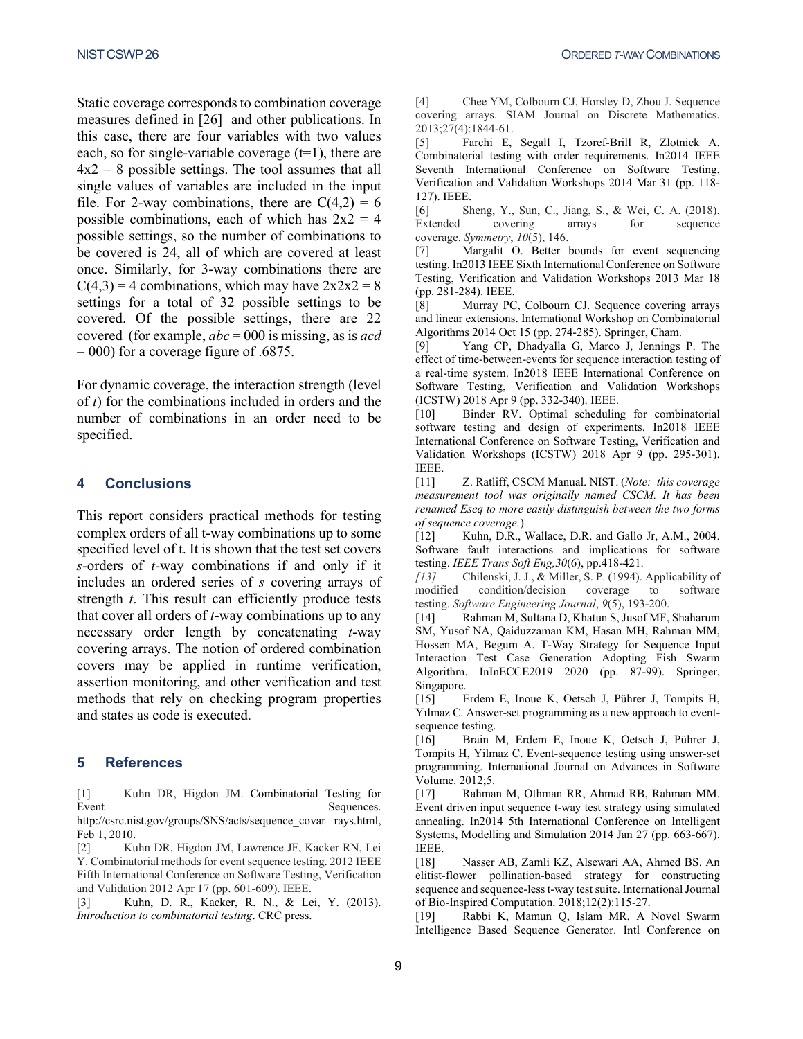Static coverage corresponds to combination coverage measures defined in [26] and other publications. In this case, there are four variables with two values each, so for single-variable coverage (t=1), there are 4x2 = 8 possible settings. The tool assumes that all single values of variables are included in the input file. For 2-way combinations, there are C(4,2) = 6 possible combinations, each of which has 2x2 = 4 possible settings, so the number of combinations to be covered is 24, all of which are covered at least once. Similarly, for 3-way combinations there are C(4,3) = 4 combinations, which may have 2x2x2 = 8 settings for a total of 32 possible settings to be covered. Of the possible settings, there are 22 covered (for example, *abc* = 000 is missing, as is *acd* = 000) for a coverage figure of .6875.

For dynamic coverage, the interaction strength (level of *t*) for the combinations included in orders and the number of combinations in an order need to be specified.

## 4 Conclusions

This report considers practical methods for testing complex orders of all t-way combinations up to some specified level of t. It is shown that the test set covers *s*-orders of *t*-way combinations if and only if it includes an ordered series of *s* covering arrays of strength *t*. This result can efficiently produce tests that cover all orders of *t*-way combinations up to any necessary order length by concatenating *t*-way covering arrays. The notion of ordered combination covers may be applied in runtime verification, assertion monitoring, and other verification and test methods that rely on checking program properties and states as code is executed.

## 5 References

[1] Kuhn DR, Higdon JM. Combinatorial Testing for Event Sequences. http://csrc.nist.gov/groups/SNS/acts/sequence_covar rays.html, Feb 1, 2010.

[2] Kuhn DR, Higdon JM, Lawrence JF, Kacker RN, Lei Y. Combinatorial methods for event sequence testing. 2012 IEEE Fifth International Conference on Software Testing, Verification and Validation 2012 Apr 17 (pp. 601-609). IEEE.

[3] Kuhn, D. R., Kacker, R. N., & Lei, Y. (2013). *Introduction to combinatorial testing*. CRC press.

[4] Chee YM, Colbourn CJ, Horsley D, Zhou J. Sequence covering arrays. SIAM Journal on Discrete Mathematics. 2013;27(4):1844-61.

[5] Farchi E, Segall I, Tzoref-Brill R, Zlotnick A. Combinatorial testing with order requirements. In2014 IEEE Seventh International Conference on Software Testing, Verification and Validation Workshops 2014 Mar 31 (pp. 118-127). IEEE.

[6] Sheng, Y., Sun, C., Jiang, S., & Wei, C. A. (2018). Extended covering arrays for sequence coverage. *Symmetry*, *10*(5), 146.

[7] Margalit O. Better bounds for event sequencing testing. In2013 IEEE Sixth International Conference on Software Testing, Verification and Validation Workshops 2013 Mar 18 (pp. 281-284). IEEE.

[8] Murray PC, Colbourn CJ. Sequence covering arrays and linear extensions. International Workshop on Combinatorial Algorithms 2014 Oct 15 (pp. 274-285). Springer, Cham.

[9] Yang CP, Dhadyalla G, Marco J, Jennings P. The effect of time-between-events for sequence interaction testing of a real-time system. In2018 IEEE International Conference on Software Testing, Verification and Validation Workshops (ICSTW) 2018 Apr 9 (pp. 332-340). IEEE.

[10] Binder RV. Optimal scheduling for combinatorial software testing and design of experiments. In2018 IEEE International Conference on Software Testing, Verification and Validation Workshops (ICSTW) 2018 Apr 9 (pp. 295-301). IEEE.

[11] Z. Ratliff, CSCM Manual. NIST. (*Note: this coverage measurement tool was originally named CSCM. It has been renamed Eseq to more easily distinguish between the two forms of sequence coverage.*)

[12] Kuhn, D.R., Wallace, D.R. and Gallo Jr, A.M., 2004. Software fault interactions and implications for software testing. *IEEE Trans Soft Eng,30*(6), pp.418-421.

[13] Chilenski, J. J., & Miller, S. P. (1994). Applicability of modified condition/decision coverage to software testing. *Software Engineering Journal*, *9*(5), 193-200.

[14] Rahman M, Sultana D, Khatun S, Jusof MF, Shaharum SM, Yusof NA, Qaiduzzaman KM, Hasan MH, Rahman MM, Hossen MA, Begum A. T-Way Strategy for Sequence Input Interaction Test Case Generation Adopting Fish Swarm Algorithm. InInECCE2019 2020 (pp. 87-99). Springer, Singapore.

[15] Erdem E, Inoue K, Oetsch J, Pührer J, Tompits H, Yılmaz C. Answer-set programming as a new approach to event-sequence testing.

[16] Brain M, Erdem E, Inoue K, Oetsch J, Pührer J, Tompits H, Yilmaz C. Event-sequence testing using answer-set programming. International Journal on Advances in Software Volume. 2012;5.

[17] Rahman M, Othman RR, Ahmad RB, Rahman MM. Event driven input sequence t-way test strategy using simulated annealing. In2014 5th International Conference on Intelligent Systems, Modelling and Simulation 2014 Jan 27 (pp. 663-667). IEEE.

[18] Nasser AB, Zamli KZ, Alsewari AA, Ahmed BS. An elitist-flower pollination-based strategy for constructing sequence and sequence-less t-way test suite. International Journal of Bio-Inspired Computation. 2018;12(2):115-27.

[19] Rabbi K, Mamun Q, Islam MR. A Novel Swarm Intelligence Based Sequence Generator. Intl Conference on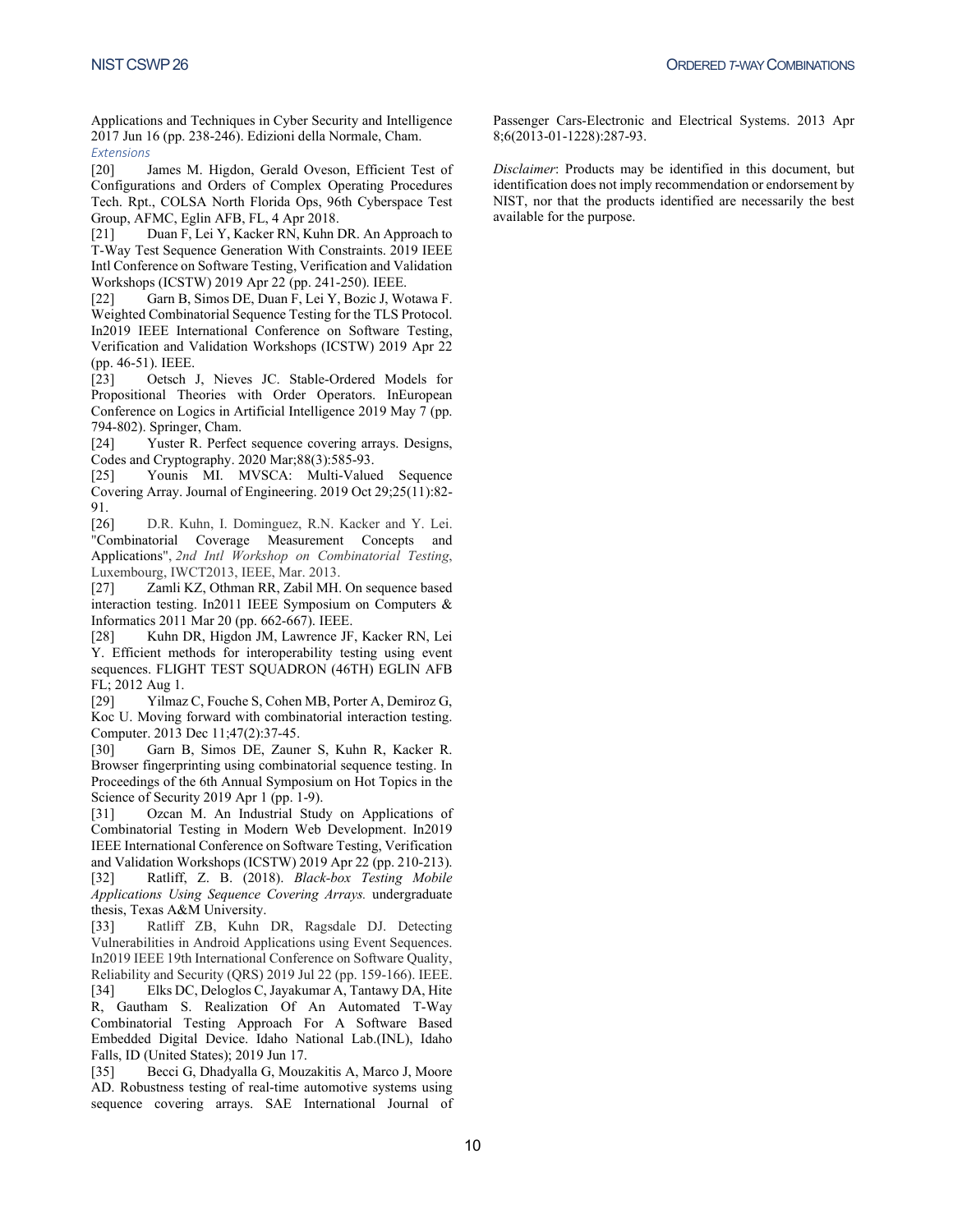Applications and Techniques in Cyber Security and Intelligence 2017 Jun 16 (pp. 238-246). Edizioni della Normale, Cham.

*Extensions*

[20] James M. Higdon, Gerald Oveson, Efficient Test of Configurations and Orders of Complex Operating Procedures Tech. Rpt., COLSA North Florida Ops, 96th Cyberspace Test Group, AFMC, Eglin AFB, FL, 4 Apr 2018.

[21] Duan F, Lei Y, Kacker RN, Kuhn DR. An Approach to T-Way Test Sequence Generation With Constraints. 2019 IEEE Intl Conference on Software Testing, Verification and Validation Workshops (ICSTW) 2019 Apr 22 (pp. 241-250). IEEE.

[22] Garn B, Simos DE, Duan F, Lei Y, Bozic J, Wotawa F. Weighted Combinatorial Sequence Testing for the TLS Protocol. In2019 IEEE International Conference on Software Testing, Verification and Validation Workshops (ICSTW) 2019 Apr 22 (pp. 46-51). IEEE.

[23] Oetsch J, Nieves JC. Stable-Ordered Models for Propositional Theories with Order Operators. InEuropean Conference on Logics in Artificial Intelligence 2019 May 7 (pp. 794-802). Springer, Cham.

[24] Yuster R. Perfect sequence covering arrays. Designs, Codes and Cryptography. 2020 Mar;88(3):585-93.

[25] Younis MI. MVSCA: Multi-Valued Sequence Covering Array. Journal of Engineering. 2019 Oct 29;25(11):82-91.

[26] D.R. Kuhn, I. Dominguez, R.N. Kacker and Y. Lei. "Combinatorial Coverage Measurement Concepts and Applications", *2nd Intl Workshop on Combinatorial Testing*, Luxembourg, IWCT2013, IEEE, Mar. 2013.

[27] Zamli KZ, Othman RR, Zabil MH. On sequence based interaction testing. In2011 IEEE Symposium on Computers & Informatics 2011 Mar 20 (pp. 662-667). IEEE.

[28] Kuhn DR, Higdon JM, Lawrence JF, Kacker RN, Lei Y. Efficient methods for interoperability testing using event sequences. FLIGHT TEST SQUADRON (46TH) EGLIN AFB FL; 2012 Aug 1.

[29] Yilmaz C, Fouche S, Cohen MB, Porter A, Demiroz G, Koc U. Moving forward with combinatorial interaction testing. Computer. 2013 Dec 11;47(2):37-45.

[30] Garn B, Simos DE, Zauner S, Kuhn R, Kacker R. Browser fingerprinting using combinatorial sequence testing. In Proceedings of the 6th Annual Symposium on Hot Topics in the Science of Security 2019 Apr 1 (pp. 1-9).

[31] Ozcan M. An Industrial Study on Applications of Combinatorial Testing in Modern Web Development. In2019 IEEE International Conference on Software Testing, Verification and Validation Workshops (ICSTW) 2019 Apr 22 (pp. 210-213).

[32] Ratliff, Z. B. (2018). *Black-box Testing Mobile Applications Using Sequence Covering Arrays.* undergraduate thesis, Texas A&M University.

[33] Ratliff ZB, Kuhn DR, Ragsdale DJ. Detecting Vulnerabilities in Android Applications using Event Sequences. In2019 IEEE 19th International Conference on Software Quality, Reliability and Security (QRS) 2019 Jul 22 (pp. 159-166). IEEE.

[34] Elks DC, Deloglos C, Jayakumar A, Tantawy DA, Hite R, Gautham S. Realization Of An Automated T-Way Combinatorial Testing Approach For A Software Based Embedded Digital Device. Idaho National Lab.(INL), Idaho Falls, ID (United States); 2019 Jun 17.

[35] Becci G, Dhadyalla G, Mouzakitis A, Marco J, Moore AD. Robustness testing of real-time automotive systems using sequence covering arrays. SAE International Journal of Passenger Cars-Electronic and Electrical Systems. 2013 Apr 8;6(2013-01-1228):287-93.

*Disclaimer*: Products may be identified in this document, but identification does not imply recommendation or endorsement by NIST, nor that the products identified are necessarily the best available for the purpose.